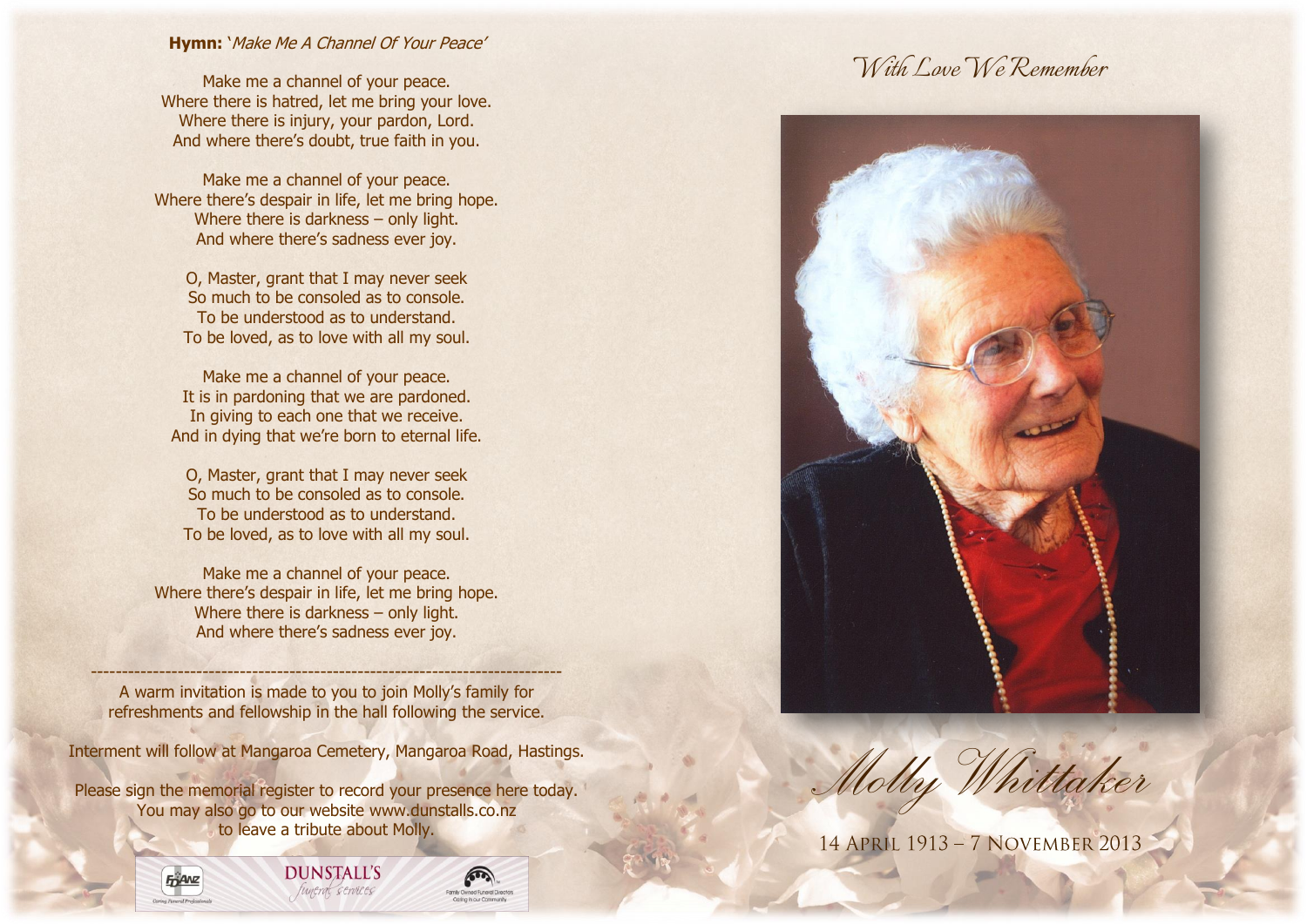**Hymn:** '*Make Me A Channel Of Your Peace*'

Make me a channel of your peace.
Where there is hatred, let me bring your love.
Where there is injury, your pardon, Lord.
And where there's doubt, true faith in you.

Make me a channel of your peace.
Where there's despair in life, let me bring hope.
Where there is darkness – only light.
And where there's sadness ever joy.

O, Master, grant that I may never seek
So much to be consoled as to console.
To be understood as to understand.
To be loved, as to love with all my soul.

Make me a channel of your peace.
It is in pardoning that we are pardoned.
In giving to each one that we receive.
And in dying that we're born to eternal life.

O, Master, grant that I may never seek
So much to be consoled as to console.
To be understood as to understand.
To be loved, as to love with all my soul.

Make me a channel of your peace.
Where there's despair in life, let me bring hope.
Where there is darkness – only light.
And where there's sadness ever joy.

---

A warm invitation is made to you to join Molly's family for refreshments and fellowship in the hall following the service.

Interment will follow at Mangaroa Cemetery, Mangaroa Road, Hastings.

Please sign the memorial register to record your presence here today.
You may also go to our website www.dunstalls.co.nz
to leave a tribute about Molly.

FDANZ Caring Funeral Professionals — DUNSTALL'S funeral services — Family Owned Funeral Directors Caring in our Community

*With Love We Remember*

# *Molly Whittaker*

14 April 1913 – 7 November 2013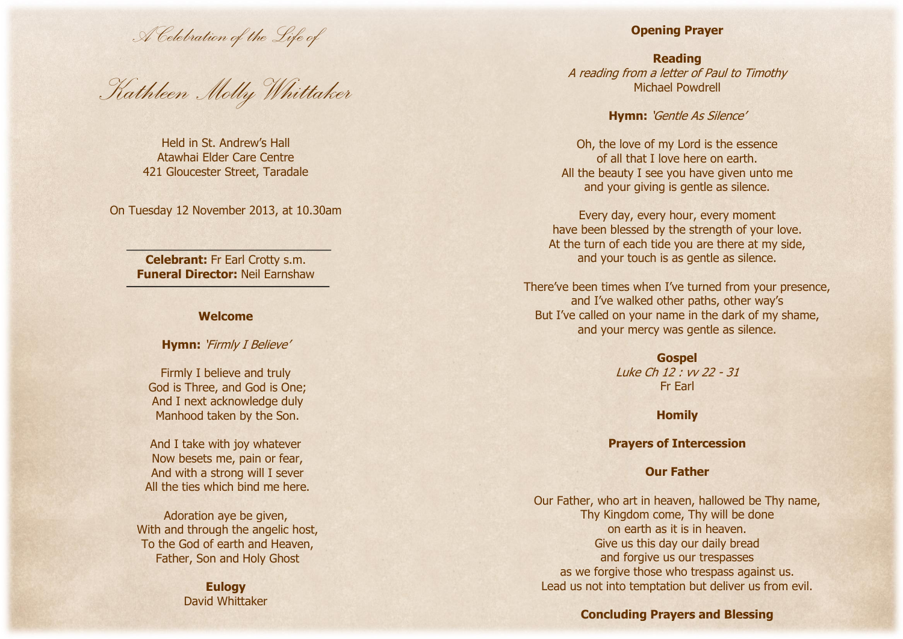*A Celebration of the Life of*

# *Kathleen Molly Whittaker*

Held in St. Andrew's Hall
Atawhai Elder Care Centre
421 Gloucester Street, Taradale

On Tuesday 12 November 2013, at 10.30am

---

**Celebrant:** Fr Earl Crotty s.m.
**Funeral Director:** Neil Earnshaw

---

**Welcome**

**Hymn:** *'Firmly I Believe'*

Firmly I believe and truly
God is Three, and God is One;
And I next acknowledge duly
Manhood taken by the Son.

And I take with joy whatever
Now besets me, pain or fear,
And with a strong will I sever
All the ties which bind me here.

Adoration aye be given,
With and through the angelic host,
To the God of earth and Heaven,
Father, Son and Holy Ghost

**Eulogy**
David Whittaker

**Opening Prayer**

**Reading**
*A reading from a letter of Paul to Timothy*
Michael Powdrell

**Hymn:** *'Gentle As Silence'*

Oh, the love of my Lord is the essence
of all that I love here on earth.
All the beauty I see you have given unto me
and your giving is gentle as silence.

Every day, every hour, every moment
have been blessed by the strength of your love.
At the turn of each tide you are there at my side,
and your touch is as gentle as silence.

There've been times when I've turned from your presence,
and I've walked other paths, other way's
But I've called on your name in the dark of my shame,
and your mercy was gentle as silence.

**Gospel**
*Luke Ch 12 : vv 22 - 31*
Fr Earl

**Homily**

**Prayers of Intercession**

**Our Father**

Our Father, who art in heaven, hallowed be Thy name,
Thy Kingdom come, Thy will be done
on earth as it is in heaven.
Give us this day our daily bread
and forgive us our trespasses
as we forgive those who trespass against us.
Lead us not into temptation but deliver us from evil.

**Concluding Prayers and Blessing**